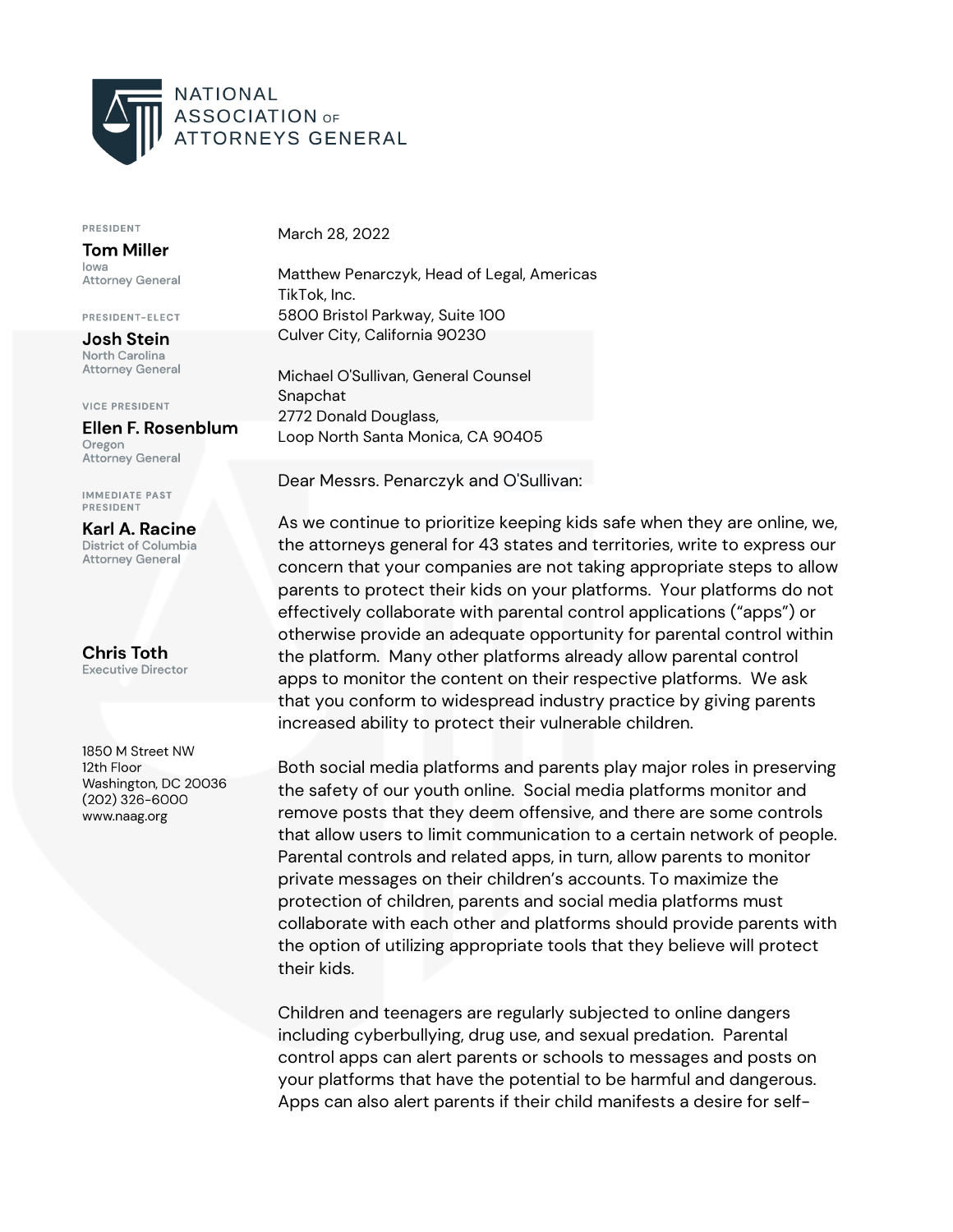NATIONAL ASSOCIATION OF ATTORNEYS GENERAL

PRESIDENT
**Tom Miller**
Iowa
Attorney General

PRESIDENT-ELECT
**Josh Stein**
North Carolina
Attorney General

VICE PRESIDENT
**Ellen F. Rosenblum**
Oregon
Attorney General

IMMEDIATE PAST PRESIDENT
**Karl A. Racine**
District of Columbia
Attorney General

**Chris Toth**
Executive Director

1850 M Street NW
12th Floor
Washington, DC 20036
(202) 326-6000
www.naag.org

March 28, 2022

Matthew Penarczyk, Head of Legal, Americas
TikTok, Inc.
5800 Bristol Parkway, Suite 100
Culver City, California 90230

Michael O'Sullivan, General Counsel
Snapchat
2772 Donald Douglass,
Loop North Santa Monica, CA 90405

Dear Messrs. Penarczyk and O'Sullivan:

As we continue to prioritize keeping kids safe when they are online, we, the attorneys general for 43 states and territories, write to express our concern that your companies are not taking appropriate steps to allow parents to protect their kids on your platforms. Your platforms do not effectively collaborate with parental control applications ("apps") or otherwise provide an adequate opportunity for parental control within the platform. Many other platforms already allow parental control apps to monitor the content on their respective platforms. We ask that you conform to widespread industry practice by giving parents increased ability to protect their vulnerable children.

Both social media platforms and parents play major roles in preserving the safety of our youth online. Social media platforms monitor and remove posts that they deem offensive, and there are some controls that allow users to limit communication to a certain network of people. Parental controls and related apps, in turn, allow parents to monitor private messages on their children's accounts. To maximize the protection of children, parents and social media platforms must collaborate with each other and platforms should provide parents with the option of utilizing appropriate tools that they believe will protect their kids.

Children and teenagers are regularly subjected to online dangers including cyberbullying, drug use, and sexual predation. Parental control apps can alert parents or schools to messages and posts on your platforms that have the potential to be harmful and dangerous. Apps can also alert parents if their child manifests a desire for self-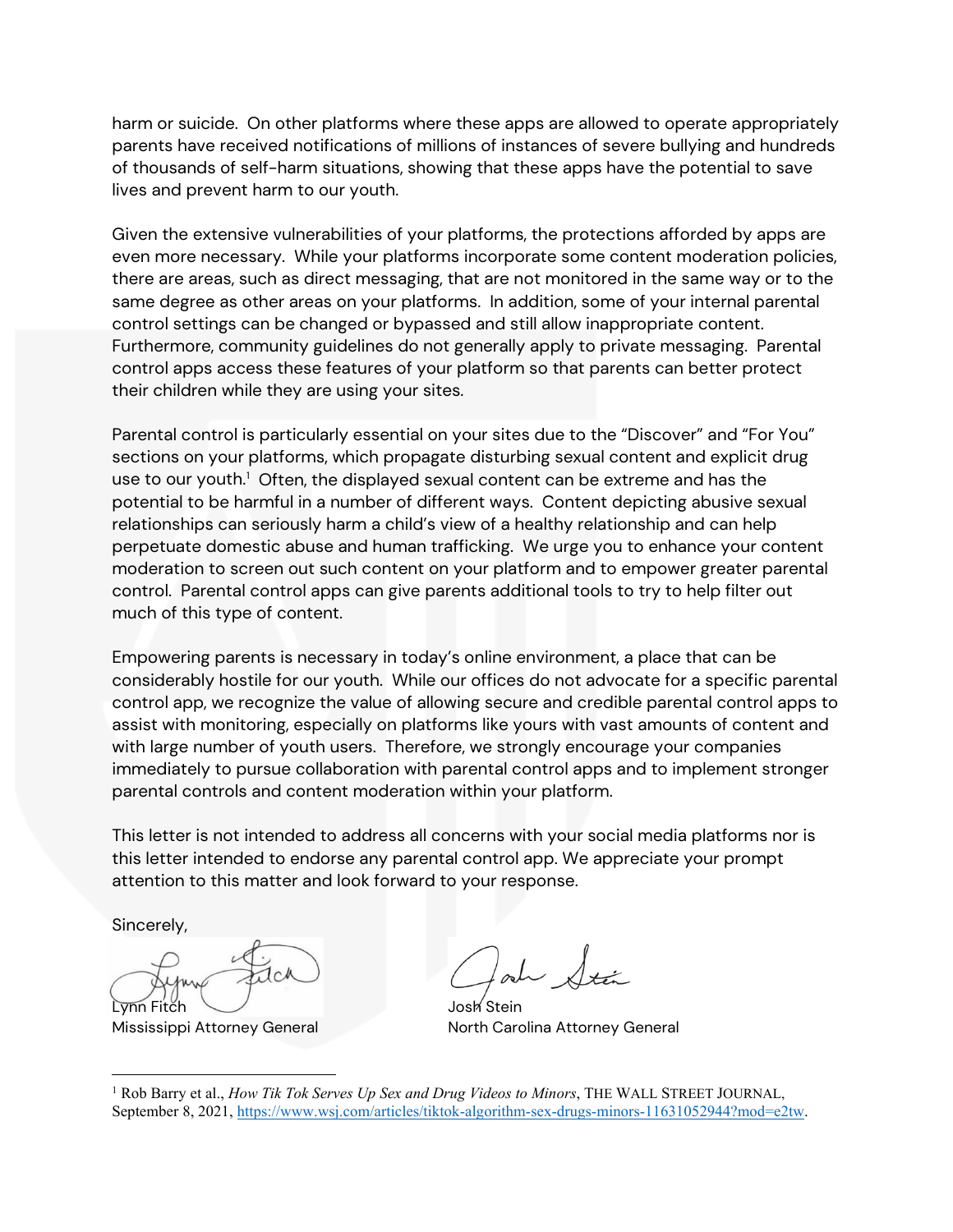harm or suicide. On other platforms where these apps are allowed to operate appropriately parents have received notifications of millions of instances of severe bullying and hundreds of thousands of self-harm situations, showing that these apps have the potential to save lives and prevent harm to our youth.

Given the extensive vulnerabilities of your platforms, the protections afforded by apps are even more necessary. While your platforms incorporate some content moderation policies, there are areas, such as direct messaging, that are not monitored in the same way or to the same degree as other areas on your platforms. In addition, some of your internal parental control settings can be changed or bypassed and still allow inappropriate content. Furthermore, community guidelines do not generally apply to private messaging. Parental control apps access these features of your platform so that parents can better protect their children while they are using your sites.

Parental control is particularly essential on your sites due to the "Discover" and "For You" sections on your platforms, which propagate disturbing sexual content and explicit drug use to our youth.[1] Often, the displayed sexual content can be extreme and has the potential to be harmful in a number of different ways. Content depicting abusive sexual relationships can seriously harm a child's view of a healthy relationship and can help perpetuate domestic abuse and human trafficking. We urge you to enhance your content moderation to screen out such content on your platform and to empower greater parental control. Parental control apps can give parents additional tools to try to help filter out much of this type of content.

Empowering parents is necessary in today's online environment, a place that can be considerably hostile for our youth. While our offices do not advocate for a specific parental control app, we recognize the value of allowing secure and credible parental control apps to assist with monitoring, especially on platforms like yours with vast amounts of content and with large number of youth users. Therefore, we strongly encourage your companies immediately to pursue collaboration with parental control apps and to implement stronger parental controls and content moderation within your platform.

This letter is not intended to address all concerns with your social media platforms nor is this letter intended to endorse any parental control app. We appreciate your prompt attention to this matter and look forward to your response.

Sincerely,

Lynn Fitch
Mississippi Attorney General

Josh Stein
North Carolina Attorney General

---

[1] Rob Barry et al., *How Tik Tok Serves Up Sex and Drug Videos to Minors*, THE WALL STREET JOURNAL, September 8, 2021, https://www.wsj.com/articles/tiktok-algorithm-sex-drugs-minors-11631052944?mod=e2tw.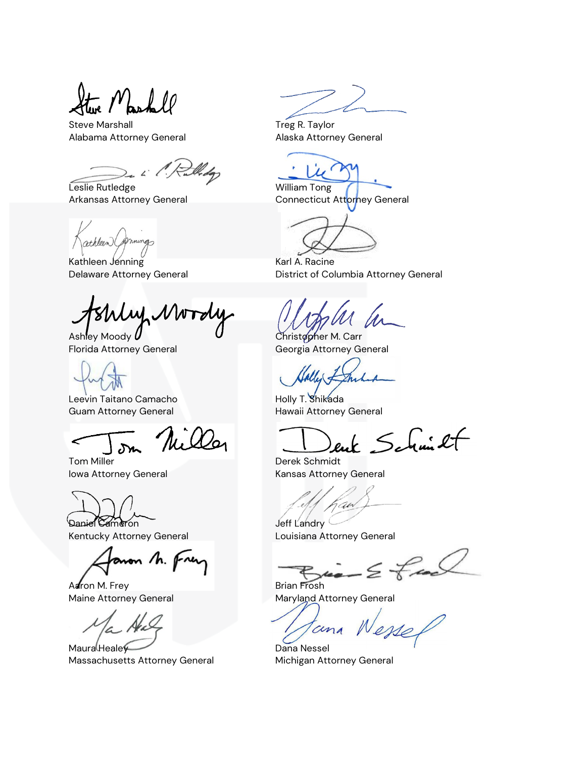Steve Marshall
Alabama Attorney General

Treg R. Taylor
Alaska Attorney General

Leslie Rutledge
Arkansas Attorney General

William Tong
Connecticut Attorney General

Kathleen Jenning
Delaware Attorney General

Karl A. Racine
District of Columbia Attorney General

Ashley Moody
Florida Attorney General

Christopher M. Carr
Georgia Attorney General

Leevin Taitano Camacho
Guam Attorney General

Holly T. Shikada
Hawaii Attorney General

Tom Miller
Iowa Attorney General

Derek Schmidt
Kansas Attorney General

Daniel Cameron
Kentucky Attorney General

Jeff Landry
Louisiana Attorney General

Aaron M. Frey
Maine Attorney General

Brian Frosh
Maryland Attorney General

Maura Healey
Massachusetts Attorney General

Dana Nessel
Michigan Attorney General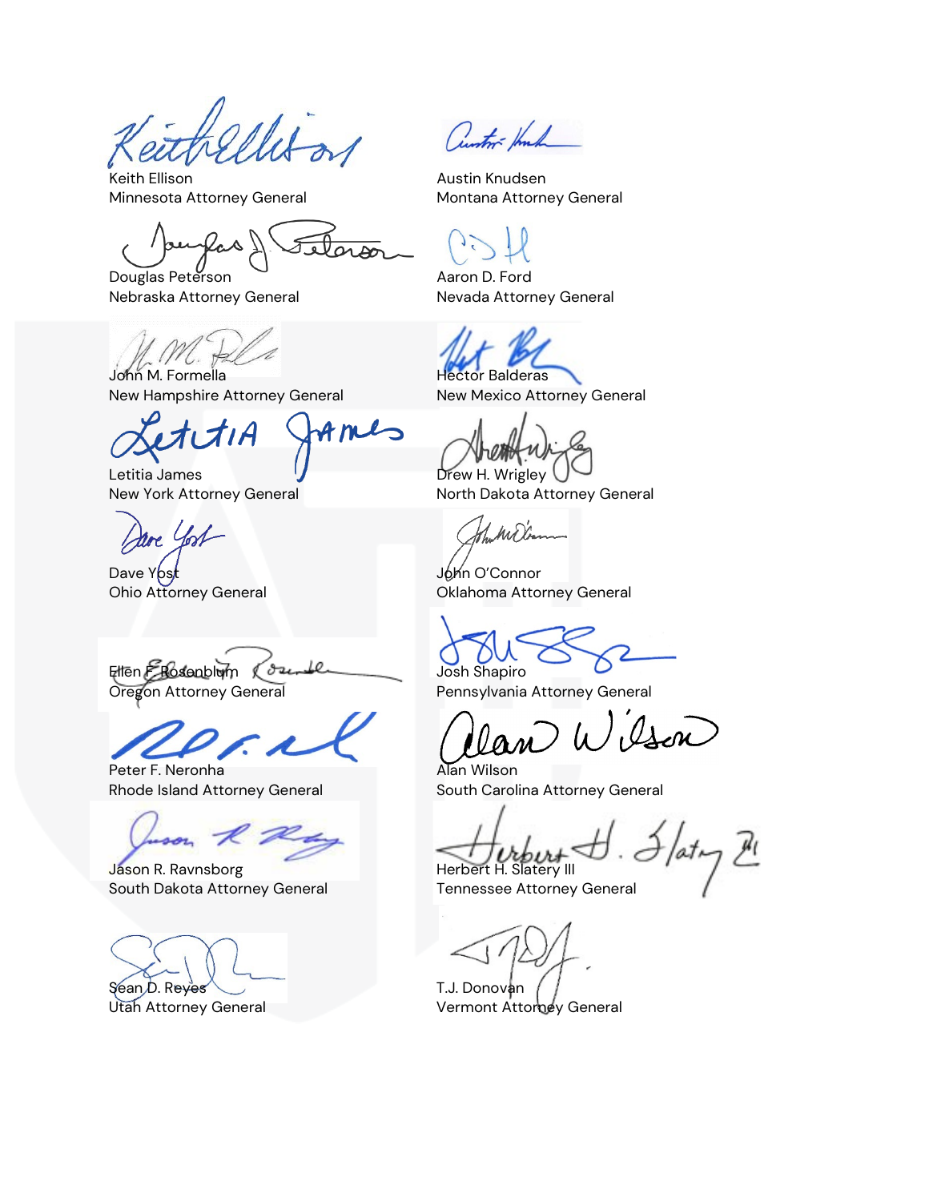Keith Ellison
Minnesota Attorney General

Austin Knudsen
Montana Attorney General

Douglas Peterson
Nebraska Attorney General

Aaron D. Ford
Nevada Attorney General

John M. Formella
New Hampshire Attorney General

Hector Balderas
New Mexico Attorney General

Letitia James
New York Attorney General

Drew H. Wrigley
North Dakota Attorney General

Dave Yost
Ohio Attorney General

John O'Connor
Oklahoma Attorney General

Ellen F. Rosenblum
Oregon Attorney General

Josh Shapiro
Pennsylvania Attorney General

Peter F. Neronha
Rhode Island Attorney General

Alan Wilson
South Carolina Attorney General

Jason R. Ravnsborg
South Dakota Attorney General

Herbert H. Slatery III
Tennessee Attorney General

Sean D. Reyes
Utah Attorney General

T.J. Donovan
Vermont Attorney General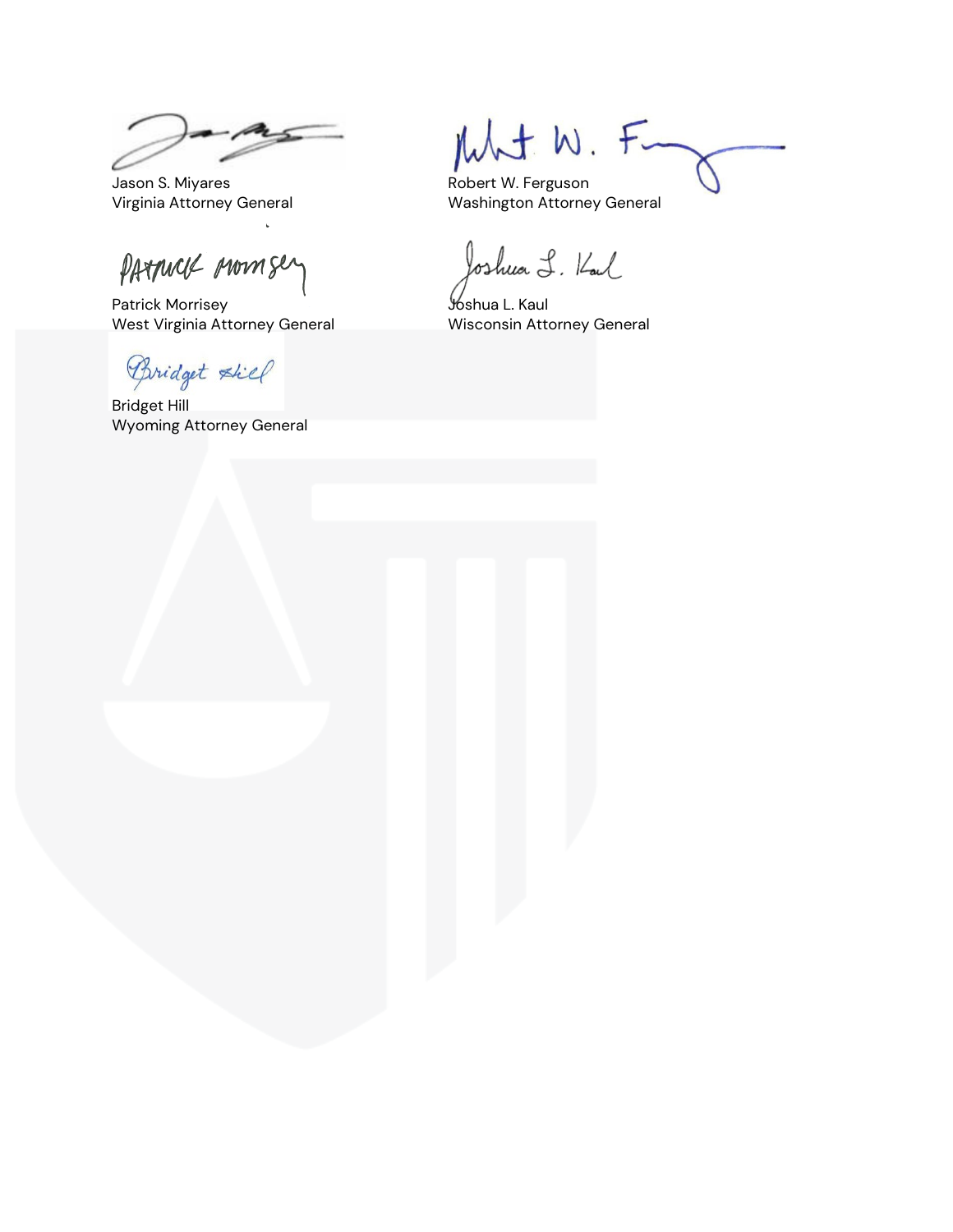Jason S. Miyares
Virginia Attorney General

Robert W. Ferguson
Washington Attorney General

Patrick Morrisey
West Virginia Attorney General

Joshua L. Kaul
Wisconsin Attorney General

Bridget Hill
Wyoming Attorney General